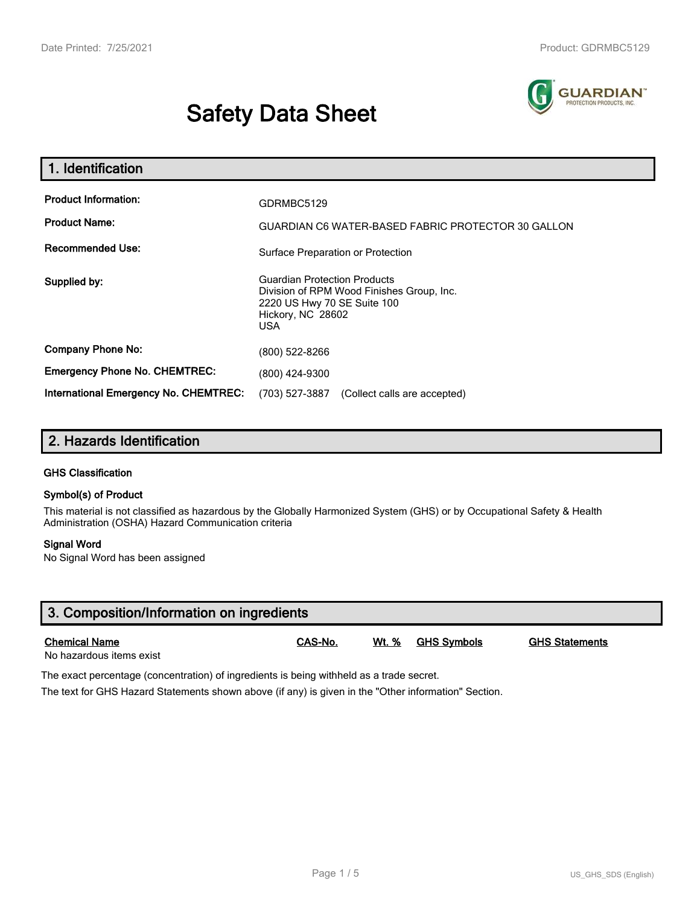# Safety Data Sheet

## 1. Identification

| | |
|---|---|
| **Product Information:** | GDRMBC5129 |
| **Product Name:** | GUARDIAN C6 WATER-BASED FABRIC PROTECTOR 30 GALLON |
| **Recommended Use:** | Surface Preparation or Protection |
| **Supplied by:** | Guardian Protection Products<br>Division of RPM Wood Finishes Group, Inc.<br>2220 US Hwy 70 SE Suite 100<br>Hickory, NC 28602<br>USA |
| **Company Phone No:** | (800) 522-8266 |
| **Emergency Phone No. CHEMTREC:** | (800) 424-9300 |
| **International Emergency No. CHEMTREC:** | (703) 527-3887 (Collect calls are accepted) |

## 2. Hazards Identification

### GHS Classification

### Symbol(s) of Product

This material is not classified as hazardous by the Globally Harmonized System (GHS) or by Occupational Safety & Health Administration (OSHA) Hazard Communication criteria

### Signal Word

No Signal Word has been assigned

## 3. Composition/Information on ingredients

| Chemical Name | CAS-No. | Wt. % | GHS Symbols | GHS Statements |
|---|---|---|---|---|
| No hazardous items exist | | | | |

The exact percentage (concentration) of ingredients is being withheld as a trade secret.

The text for GHS Hazard Statements shown above (if any) is given in the "Other information" Section.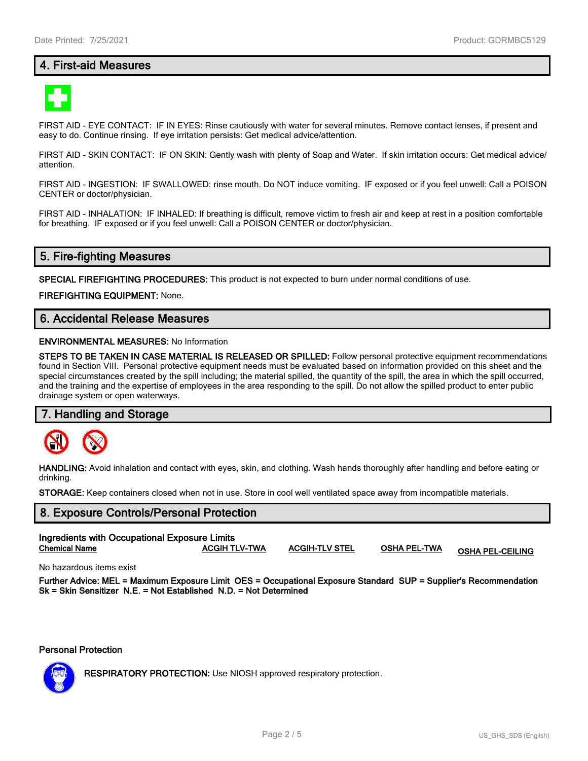## 4. First-aid Measures

FIRST AID - EYE CONTACT: IF IN EYES: Rinse cautiously with water for several minutes. Remove contact lenses, if present and easy to do. Continue rinsing. If eye irritation persists: Get medical advice/attention.

FIRST AID - SKIN CONTACT: IF ON SKIN: Gently wash with plenty of Soap and Water. If skin irritation occurs: Get medical advice/ attention.

FIRST AID - INGESTION: IF SWALLOWED: rinse mouth. Do NOT induce vomiting. IF exposed or if you feel unwell: Call a POISON CENTER or doctor/physician.

FIRST AID - INHALATION: IF INHALED: If breathing is difficult, remove victim to fresh air and keep at rest in a position comfortable for breathing. IF exposed or if you feel unwell: Call a POISON CENTER or doctor/physician.

## 5. Fire-fighting Measures

**SPECIAL FIREFIGHTING PROCEDURES:** This product is not expected to burn under normal conditions of use.

**FIREFIGHTING EQUIPMENT:** None.

## 6. Accidental Release Measures

**ENVIRONMENTAL MEASURES:** No Information

**STEPS TO BE TAKEN IN CASE MATERIAL IS RELEASED OR SPILLED:** Follow personal protective equipment recommendations found in Section VIII. Personal protective equipment needs must be evaluated based on information provided on this sheet and the special circumstances created by the spill including; the material spilled, the quantity of the spill, the area in which the spill occurred, and the training and the expertise of employees in the area responding to the spill. Do not allow the spilled product to enter public drainage system or open waterways.

## 7. Handling and Storage

**HANDLING:** Avoid inhalation and contact with eyes, skin, and clothing. Wash hands thoroughly after handling and before eating or drinking.

**STORAGE:** Keep containers closed when not in use. Store in cool well ventilated space away from incompatible materials.

## 8. Exposure Controls/Personal Protection

**Ingredients with Occupational Exposure Limits**

| Chemical Name | ACGIH TLV-TWA | ACGIH-TLV STEL | OSHA PEL-TWA | OSHA PEL-CEILING |
|---|---|---|---|---|

No hazardous items exist

**Further Advice: MEL = Maximum Exposure Limit OES = Occupational Exposure Standard SUP = Supplier's Recommendation Sk = Skin Sensitizer N.E. = Not Established N.D. = Not Determined**

**Personal Protection**

**RESPIRATORY PROTECTION:** Use NIOSH approved respiratory protection.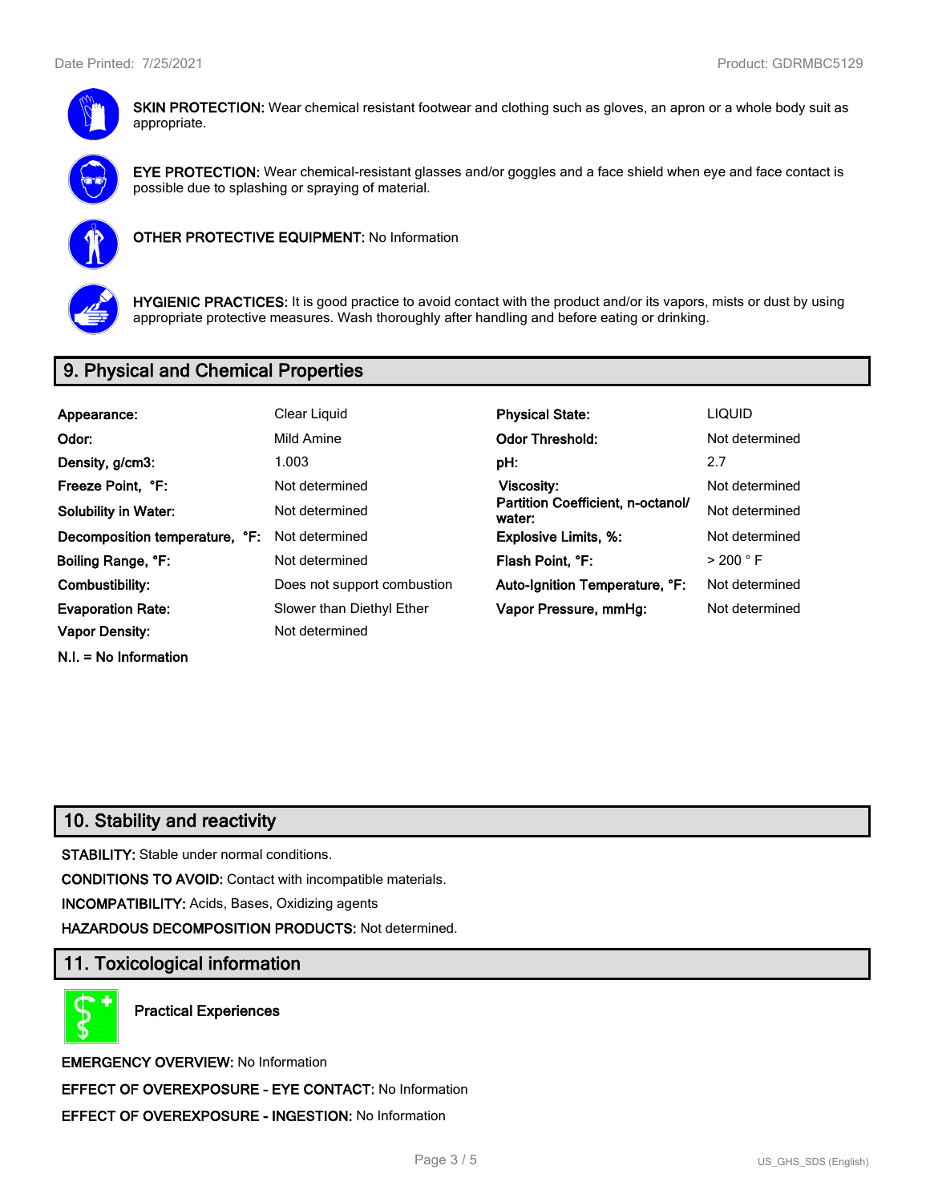**SKIN PROTECTION:** Wear chemical resistant footwear and clothing such as gloves, an apron or a whole body suit as appropriate.

**EYE PROTECTION:** Wear chemical-resistant glasses and/or goggles and a face shield when eye and face contact is possible due to splashing or spraying of material.

**OTHER PROTECTIVE EQUIPMENT:** No Information

**HYGIENIC PRACTICES:** It is good practice to avoid contact with the product and/or its vapors, mists or dust by using appropriate protective measures. Wash thoroughly after handling and before eating or drinking.

## 9. Physical and Chemical Properties

| | | | |
|---|---|---|---|
| **Appearance:** | Clear Liquid | **Physical State:** | LIQUID |
| **Odor:** | Mild Amine | **Odor Threshold:** | Not determined |
| **Density, g/cm3:** | 1.003 | **pH:** | 2.7 |
| **Freeze Point, °F:** | Not determined | **Viscosity:** | Not determined |
| **Solubility in Water:** | Not determined | **Partition Coefficient, n-octanol/ water:** | Not determined |
| **Decomposition temperature, °F:** | Not determined | **Explosive Limits, %:** | Not determined |
| **Boiling Range, °F:** | Not determined | **Flash Point, °F:** | > 200 ° F |
| **Combustibility:** | Does not support combustion | **Auto-Ignition Temperature, °F:** | Not determined |
| **Evaporation Rate:** | Slower than Diethyl Ether | **Vapor Pressure, mmHg:** | Not determined |
| **Vapor Density:** | Not determined | | |

**N.I. = No Information**

## 10. Stability and reactivity

**STABILITY:** Stable under normal conditions.

**CONDITIONS TO AVOID:** Contact with incompatible materials.

**INCOMPATIBILITY:** Acids, Bases, Oxidizing agents

**HAZARDOUS DECOMPOSITION PRODUCTS:** Not determined.

## 11. Toxicological information

**Practical Experiences**

**EMERGENCY OVERVIEW:** No Information

**EFFECT OF OVEREXPOSURE - EYE CONTACT:** No Information

**EFFECT OF OVEREXPOSURE - INGESTION:** No Information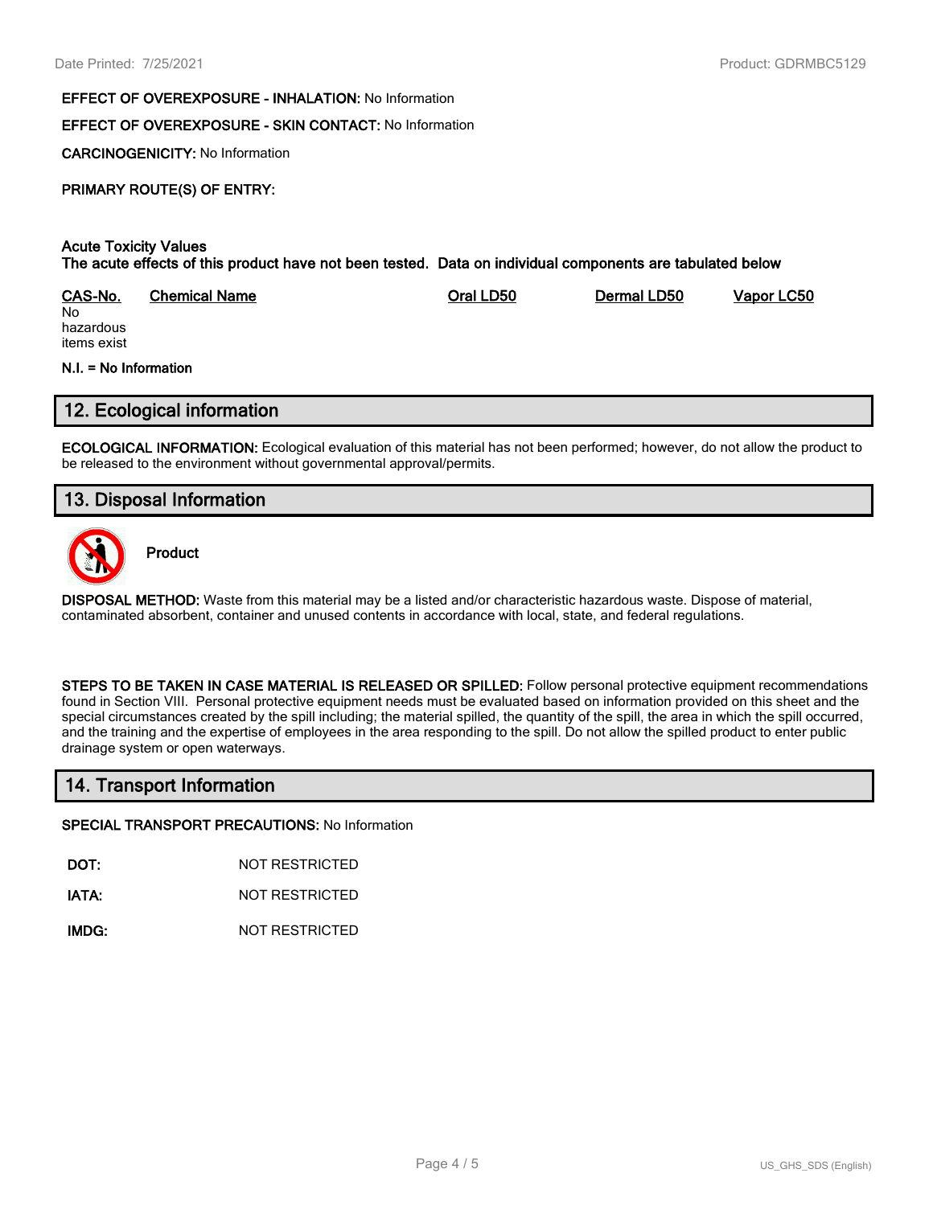**EFFECT OF OVEREXPOSURE - INHALATION:** No Information

**EFFECT OF OVEREXPOSURE - SKIN CONTACT:** No Information

**CARCINOGENICITY:** No Information

**PRIMARY ROUTE(S) OF ENTRY:**

**Acute Toxicity Values**
**The acute effects of this product have not been tested. Data on individual components are tabulated below**

| CAS-No. | Chemical Name | Oral LD50 | Dermal LD50 | Vapor LC50 |
|---|---|---|---|---|
| No hazardous items exist | | | | |

**N.I. = No Information**

## 12. Ecological information

**ECOLOGICAL INFORMATION:** Ecological evaluation of this material has not been performed; however, do not allow the product to be released to the environment without governmental approval/permits.

## 13. Disposal Information

**Product**

**DISPOSAL METHOD:** Waste from this material may be a listed and/or characteristic hazardous waste. Dispose of material, contaminated absorbent, container and unused contents in accordance with local, state, and federal regulations.

**STEPS TO BE TAKEN IN CASE MATERIAL IS RELEASED OR SPILLED:** Follow personal protective equipment recommendations found in Section VIII. Personal protective equipment needs must be evaluated based on information provided on this sheet and the special circumstances created by the spill including; the material spilled, the quantity of the spill, the area in which the spill occurred, and the training and the expertise of employees in the area responding to the spill. Do not allow the spilled product to enter public drainage system or open waterways.

## 14. Transport Information

**SPECIAL TRANSPORT PRECAUTIONS:** No Information

| | |
|---|---|
| **DOT:** | NOT RESTRICTED |
| **IATA:** | NOT RESTRICTED |
| **IMDG:** | NOT RESTRICTED |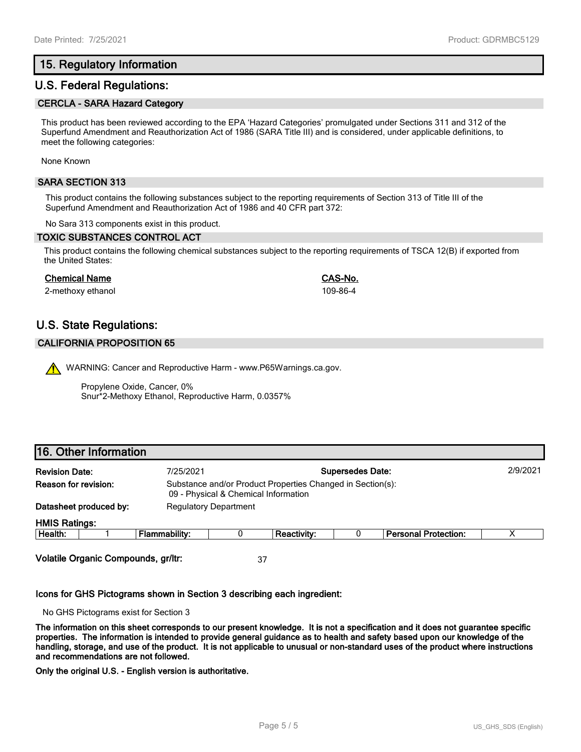## 15. Regulatory Information

## U.S. Federal Regulations:

### CERCLA - SARA Hazard Category

This product has been reviewed according to the EPA 'Hazard Categories' promulgated under Sections 311 and 312 of the Superfund Amendment and Reauthorization Act of 1986 (SARA Title III) and is considered, under applicable definitions, to meet the following categories:

None Known

### SARA SECTION 313

This product contains the following substances subject to the reporting requirements of Section 313 of Title III of the Superfund Amendment and Reauthorization Act of 1986 and 40 CFR part 372:

No Sara 313 components exist in this product.

### TOXIC SUBSTANCES CONTROL ACT

This product contains the following chemical substances subject to the reporting requirements of TSCA 12(B) if exported from the United States:

| Chemical Name | CAS-No. |
|---|---|
| 2-methoxy ethanol | 109-86-4 |

## U.S. State Regulations:

### CALIFORNIA PROPOSITION 65

WARNING: Cancer and Reproductive Harm - www.P65Warnings.ca.gov.

Propylene Oxide, Cancer, 0%
Snur*2-Methoxy Ethanol, Reproductive Harm, 0.0357%

## 16. Other Information

**Revision Date:** 7/25/2021 **Supersedes Date:** 2/9/2021

**Reason for revision:** Substance and/or Product Properties Changed in Section(s): 09 - Physical & Chemical Information

**Datasheet produced by:** Regulatory Department

**HMIS Ratings:**

| Health: | 1 | Flammability: | 0 | Reactivity: | 0 | Personal Protection: | X |
|---|---|---|---|---|---|---|---|

**Volatile Organic Compounds, gr/ltr:** 37

**Icons for GHS Pictograms shown in Section 3 describing each ingredient:**

No GHS Pictograms exist for Section 3

**The information on this sheet corresponds to our present knowledge. It is not a specification and it does not guarantee specific properties. The information is intended to provide general guidance as to health and safety based upon our knowledge of the handling, storage, and use of the product. It is not applicable to unusual or non-standard uses of the product where instructions and recommendations are not followed.**

**Only the original U.S. - English version is authoritative.**